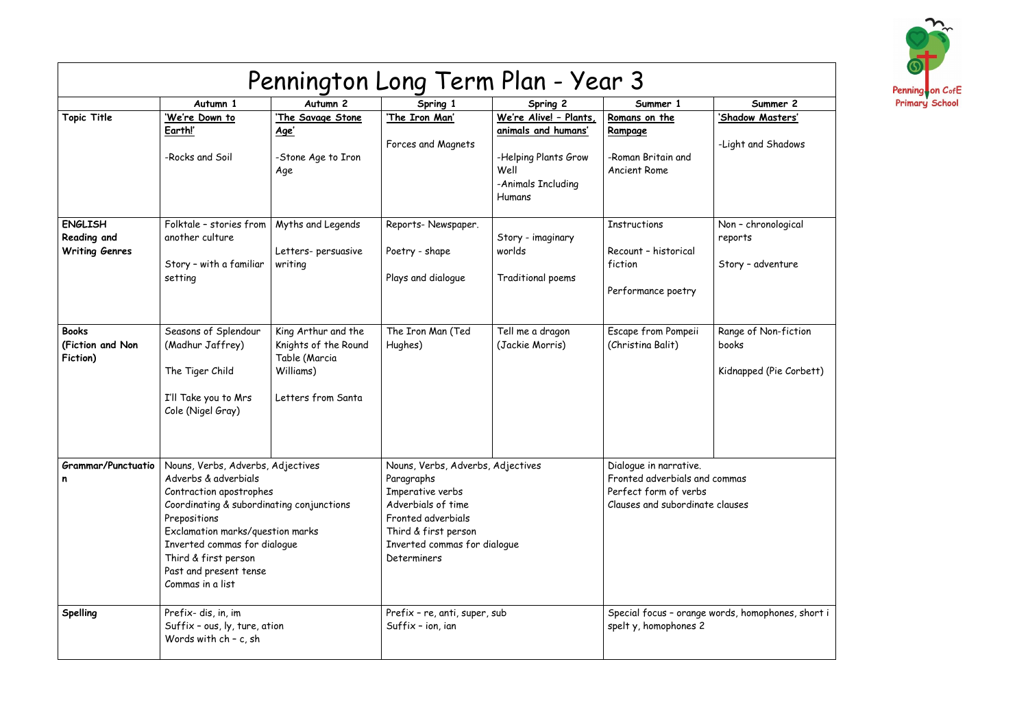# Pennington Long Term Plan - Year 3

Pennington CofE Primary School

| | Autumn 1 | Autumn 2 | Spring 1 | Spring 2 | Summer 1 | Summer 2 |
|---|---|---|---|---|---|---|
| **Topic Title** | **'We're Down to Earth!'**<br><br>-Rocks and Soil | **'The Savage Stone Age'**<br><br>-Stone Age to Iron Age | **'The Iron Man'**<br><br>Forces and Magnets | **We're Alive! – Plants, animals and humans'**<br><br>-Helping Plants Grow Well<br>-Animals Including Humans | **Romans on the Rampage**<br><br>-Roman Britain and Ancient Rome | **'Shadow Masters'**<br><br>-Light and Shadows |
| **ENGLISH Reading and Writing Genres** | Folktale – stories from another culture<br><br>Story – with a familiar setting | Myths and Legends<br><br>Letters- persuasive writing | Reports- Newspaper.<br><br>Poetry - shape<br><br>Plays and dialogue | Story - imaginary worlds<br><br>Traditional poems | Instructions<br><br>Recount – historical fiction<br><br>Performance poetry | Non – chronological reports<br><br>Story – adventure |
| **Books (Fiction and Non Fiction)** | Seasons of Splendour (Madhur Jaffrey)<br><br>The Tiger Child<br><br>I'll Take you to Mrs Cole (Nigel Gray) | King Arthur and the Knights of the Round Table (Marcia Williams)<br><br>Letters from Santa | The Iron Man (Ted Hughes) | Tell me a dragon (Jackie Morris) | Escape from Pompeii (Christina Balit) | Range of Non-fiction books<br><br>Kidnapped (Pie Corbett) |
| **Grammar/Punctuation** | Nouns, Verbs, Adverbs, Adjectives<br>Adverbs & adverbials<br>Contraction apostrophes<br>Coordinating & subordinating conjunctions<br>Prepositions<br>Exclamation marks/question marks<br>Inverted commas for dialogue<br>Third & first person<br>Past and present tense<br>Commas in a list | | Nouns, Verbs, Adverbs, Adjectives<br>Paragraphs<br>Imperative verbs<br>Adverbials of time<br>Fronted adverbials<br>Third & first person<br>Inverted commas for dialogue<br>Determiners | | Dialogue in narrative.<br>Fronted adverbials and commas<br>Perfect form of verbs<br>Clauses and subordinate clauses | |
| **Spelling** | Prefix- dis, in, im<br>Suffix – ous, ly, ture, ation<br>Words with ch – c, sh | | Prefix – re, anti, super, sub<br>Suffix – ion, ian | | Special focus – orange words, homophones, short i spelt y, homophones 2 | |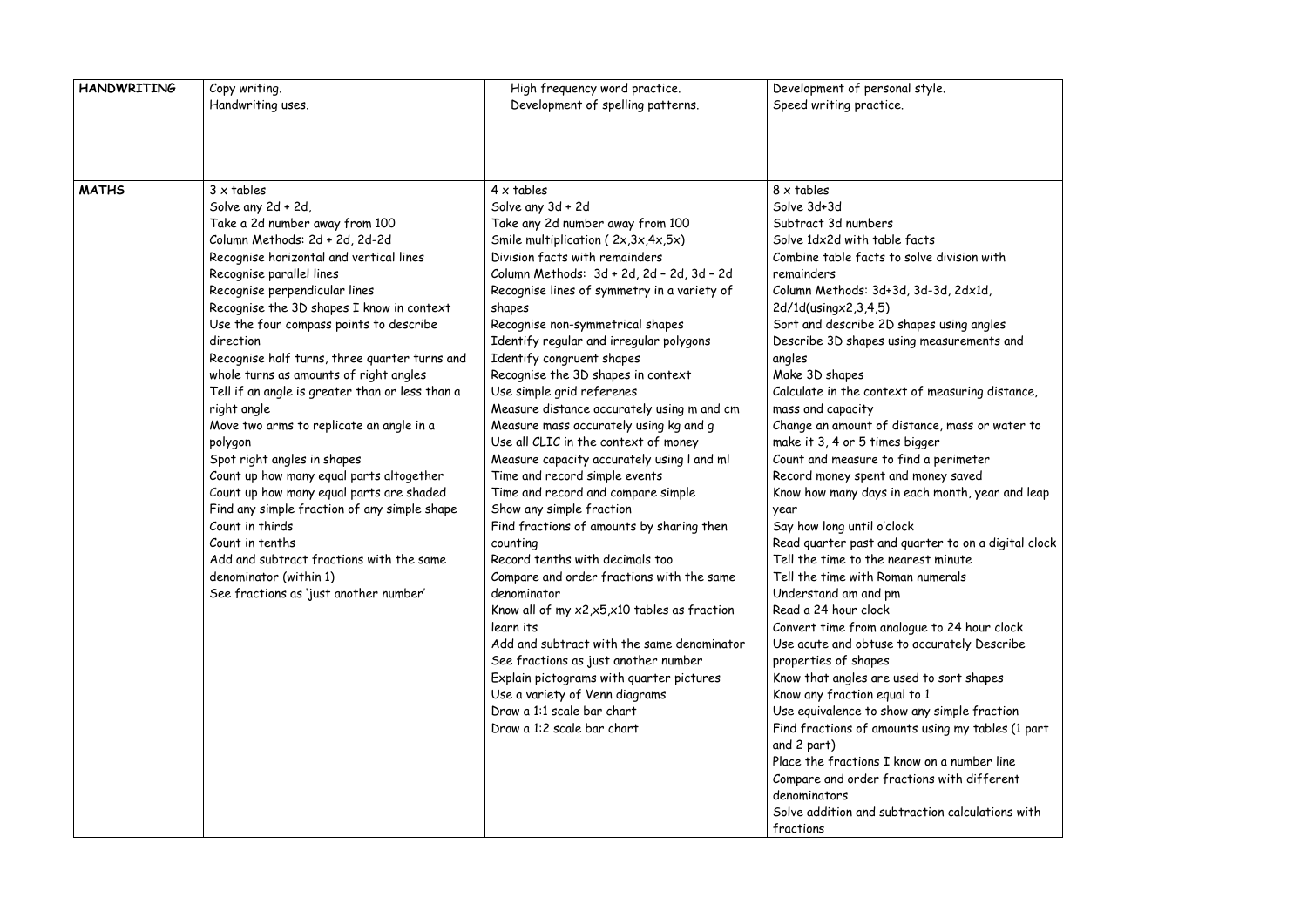| **HANDWRITING** | Copy writing.<br>Handwriting uses. | High frequency word practice.<br>Development of spelling patterns. | Development of personal style.<br>Speed writing practice. |
|---|---|---|---|
| **MATHS** | 3 x tables<br>Solve any 2d + 2d,<br>Take a 2d number away from 100<br>Column Methods: 2d + 2d, 2d-2d<br>Recognise horizontal and vertical lines<br>Recognise parallel lines<br>Recognise perpendicular lines<br>Recognise the 3D shapes I know in context<br>Use the four compass points to describe direction<br>Recognise half turns, three quarter turns and whole turns as amounts of right angles<br>Tell if an angle is greater than or less than a right angle<br>Move two arms to replicate an angle in a polygon<br>Spot right angles in shapes<br>Count up how many equal parts altogether<br>Count up how many equal parts are shaded<br>Find any simple fraction of any simple shape<br>Count in thirds<br>Count in tenths<br>Add and subtract fractions with the same denominator (within 1)<br>See fractions as 'just another number' | 4 x tables<br>Solve any 3d + 2d<br>Take any 2d number away from 100<br>Smile multiplication ( 2x,3x,4x,5x)<br>Division facts with remainders<br>Column Methods: 3d + 2d, 2d – 2d, 3d – 2d<br>Recognise lines of symmetry in a variety of shapes<br>Recognise non-symmetrical shapes<br>Identify regular and irregular polygons<br>Identify congruent shapes<br>Recognise the 3D shapes in context<br>Use simple grid referenes<br>Measure distance accurately using m and cm<br>Measure mass accurately using kg and g<br>Use all CLIC in the context of money<br>Measure capacity accurately using l and ml<br>Time and record simple events<br>Time and record and compare simple<br>Show any simple fraction<br>Find fractions of amounts by sharing then counting<br>Record tenths with decimals too<br>Compare and order fractions with the same denominator<br>Know all of my x2,x5,x10 tables as fraction learn its<br>Add and subtract with the same denominator<br>See fractions as just another number<br>Explain pictograms with quarter pictures<br>Use a variety of Venn diagrams<br>Draw a 1:1 scale bar chart<br>Draw a 1:2 scale bar chart | 8 x tables<br>Solve 3d+3d<br>Subtract 3d numbers<br>Solve 1dx2d with table facts<br>Combine table facts to solve division with remainders<br>Column Methods: 3d+3d, 3d-3d, 2dx1d, 2d/1d(usingx2,3,4,5)<br>Sort and describe 2D shapes using angles<br>Describe 3D shapes using measurements and angles<br>Make 3D shapes<br>Calculate in the context of measuring distance, mass and capacity<br>Change an amount of distance, mass or water to make it 3, 4 or 5 times bigger<br>Count and measure to find a perimeter<br>Record money spent and money saved<br>Know how many days in each month, year and leap year<br>Say how long until o'clock<br>Read quarter past and quarter to on a digital clock<br>Tell the time to the nearest minute<br>Tell the time with Roman numerals<br>Understand am and pm<br>Read a 24 hour clock<br>Convert time from analogue to 24 hour clock<br>Use acute and obtuse to accurately Describe properties of shapes<br>Know that angles are used to sort shapes<br>Know any fraction equal to 1<br>Use equivalence to show any simple fraction<br>Find fractions of amounts using my tables (1 part and 2 part)<br>Place the fractions I know on a number line<br>Compare and order fractions with different denominators<br>Solve addition and subtraction calculations with fractions |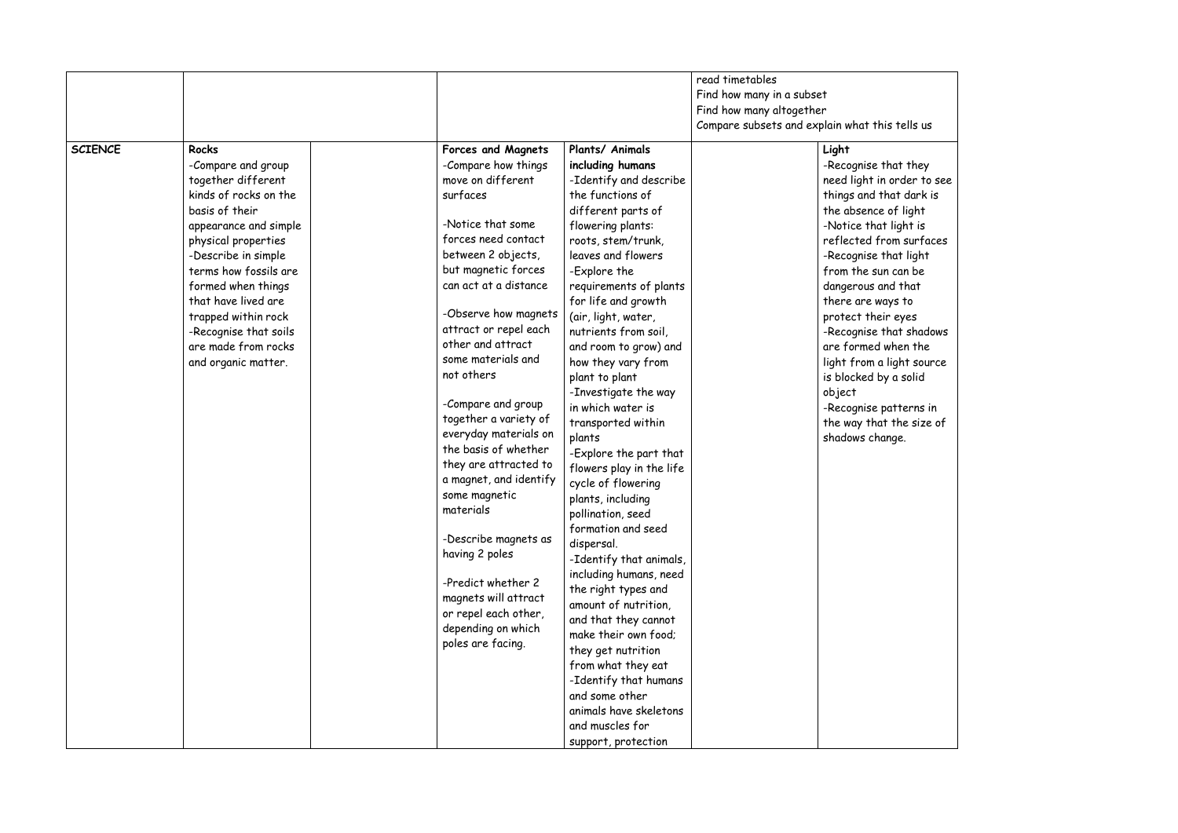| | | | | | | |
|---|---|---|---|---|---|---|
| | | | | | read timetables<br>Find how many in a subset<br>Find how many altogether<br>Compare subsets and explain what this tells us | |
| **SCIENCE** | **Rocks**<br>-Compare and group together different kinds of rocks on the basis of their appearance and simple physical properties<br>-Describe in simple terms how fossils are formed when things that have lived are trapped within rock<br>-Recognise that soils are made from rocks and organic matter. | | **Forces and Magnets**<br>-Compare how things move on different surfaces<br><br>-Notice that some forces need contact between 2 objects, but magnetic forces can act at a distance<br><br>-Observe how magnets attract or repel each other and attract some materials and not others<br><br>-Compare and group together a variety of everyday materials on the basis of whether they are attracted to a magnet, and identify some magnetic materials<br><br>-Describe magnets as having 2 poles<br><br>-Predict whether 2 magnets will attract or repel each other, depending on which poles are facing. | **Plants/ Animals including humans**<br>-Identify and describe the functions of different parts of flowering plants: roots, stem/trunk, leaves and flowers<br>-Explore the requirements of plants for life and growth (air, light, water, nutrients from soil, and room to grow) and how they vary from plant to plant<br>-Investigate the way in which water is transported within plants<br>-Explore the part that flowers play in the life cycle of flowering plants, including pollination, seed formation and seed dispersal.<br>-Identify that animals, including humans, need the right types and amount of nutrition, and that they cannot make their own food; they get nutrition from what they eat<br>-Identify that humans and some other animals have skeletons and muscles for support, protection | | **Light**<br>-Recognise that they need light in order to see things and that dark is the absence of light<br>-Notice that light is reflected from surfaces<br>-Recognise that light from the sun can be dangerous and that there are ways to protect their eyes<br>-Recognise that shadows are formed when the light from a light source is blocked by a solid object<br>-Recognise patterns in the way that the size of shadows change. |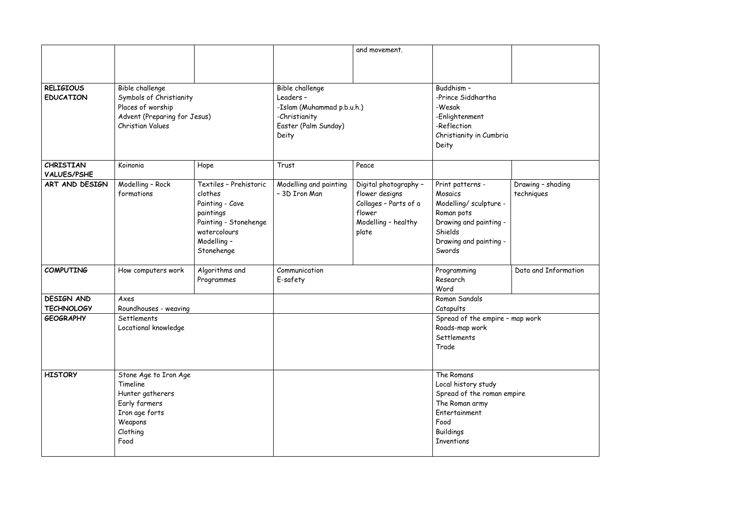| | | | | | | |
|---|---|---|---|---|---|---|
| | | | | and movement. | | |
| **RELIGIOUS EDUCATION** | Bible challenge<br>Symbols of Christianity<br>Places of worship<br>Advent (Preparing for Jesus)<br>Christian Values | | Bible challenge<br>Leaders –<br>-Islam (Muhammad p.b.u.h.)<br>-Christianity<br>Easter (Palm Sunday)<br>Deity | | Buddhism –<br>-Prince Siddhartha<br>-Wesak<br>-Enlightenment<br>-Reflection<br>Christianity in Cumbria<br>Deity | |
| **CHRISTIAN VALUES/PSHE** | Koinonia | Hope | Trust | Peace | | |
| **ART AND DESIGN** | Modelling – Rock formations | Textiles – Prehistoric clothes<br>Painting - Cave paintings<br>Painting - Stonehenge watercolours<br>Modelling – Stonehenge | Modelling and painting – 3D Iron Man | Digital photography – flower designs<br>Collages – Parts of a flower<br>Modelling – healthy plate | Print patterns - Mosaics<br>Modelling/ sculpture - Roman pots<br>Drawing and painting - Shields<br>Drawing and painting - Swords | Drawing – shading techniques |
| **COMPUTING** | How computers work | Algorithms and Programmes | Communication<br>E-safety | | Programming<br>Research<br>Word | Data and Information |
| **DESIGN AND TECHNOLOGY** | Axes<br>Roundhouses - weaving | | | | Roman Sandals<br>Catapults | |
| **GEOGRAPHY** | Settlements<br>Locational knowledge | | | | Spread of the empire – map work<br>Roads-map work<br>Settlements<br>Trade | |
| **HISTORY** | Stone Age to Iron Age<br>Timeline<br>Hunter gatherers<br>Early farmers<br>Iron age forts<br>Weapons<br>Clothing<br>Food | | | | The Romans<br>Local history study<br>Spread of the roman empire<br>The Roman army<br>Entertainment<br>Food<br>Buildings<br>Inventions | |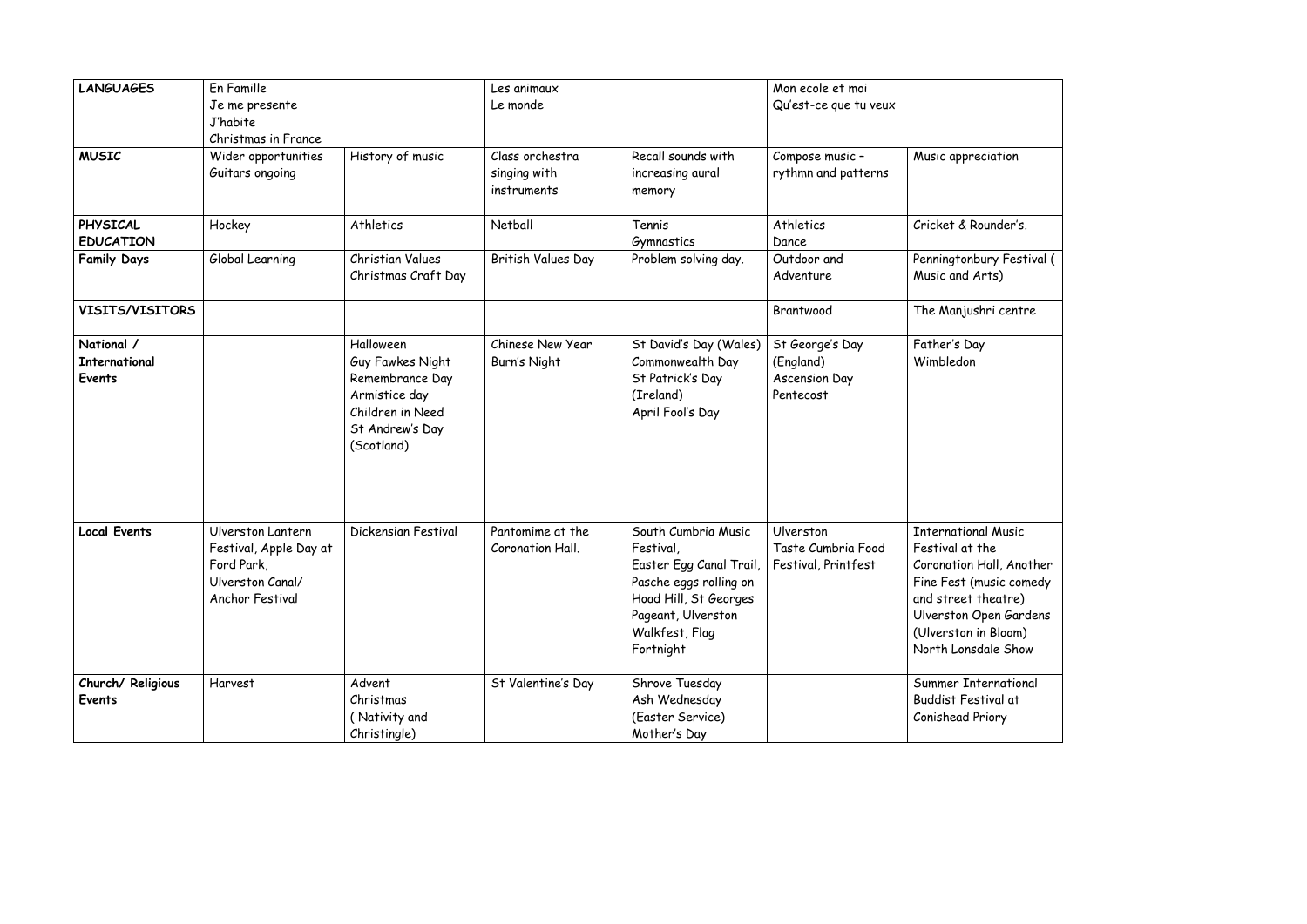| | | | | | | |
|---|---|---|---|---|---|---|
| **LANGUAGES** | En Famille<br>Je me presente<br>J'habite<br>Christmas in France | | Les animaux<br>Le monde | | Mon ecole et moi<br>Qu'est-ce que tu veux | |
| **MUSIC** | Wider opportunities<br>Guitars ongoing | History of music | Class orchestra singing with instruments | Recall sounds with increasing aural memory | Compose music – rythmn and patterns | Music appreciation |
| **PHYSICAL EDUCATION** | Hockey | Athletics | Netball | Tennis<br>Gymnastics | Athletics<br>Dance | Cricket & Rounder's. |
| **Family Days** | Global Learning | Christian Values<br>Christmas Craft Day | British Values Day | Problem solving day. | Outdoor and Adventure | Penningtonbury Festival ( Music and Arts) |
| **VISITS/VISITORS** | | | | | Brantwood | The Manjushri centre |
| **National / International Events** | | Halloween<br>Guy Fawkes Night<br>Remembrance Day<br>Armistice day<br>Children in Need<br>St Andrew's Day (Scotland) | Chinese New Year<br>Burn's Night | St David's Day (Wales)<br>Commonwealth Day<br>St Patrick's Day (Ireland)<br>April Fool's Day | St George's Day (England)<br>Ascension Day<br>Pentecost | Father's Day<br>Wimbledon |
| **Local Events** | Ulverston Lantern Festival, Apple Day at Ford Park, Ulverston Canal/ Anchor Festival | Dickensian Festival | Pantomime at the Coronation Hall. | South Cumbria Music Festival, Easter Egg Canal Trail, Pasche eggs rolling on Hoad Hill, St Georges Pageant, Ulverston Walkfest, Flag Fortnight | Ulverston Taste Cumbria Food Festival, Printfest | International Music Festival at the Coronation Hall, Another Fine Fest (music comedy and street theatre) Ulverston Open Gardens (Ulverston in Bloom) North Lonsdale Show |
| **Church/ Religious Events** | Harvest | Advent<br>Christmas<br>( Nativity and Christingle) | St Valentine's Day | Shrove Tuesday<br>Ash Wednesday<br>(Easter Service)<br>Mother's Day | | Summer International Buddist Festival at Conishead Priory |